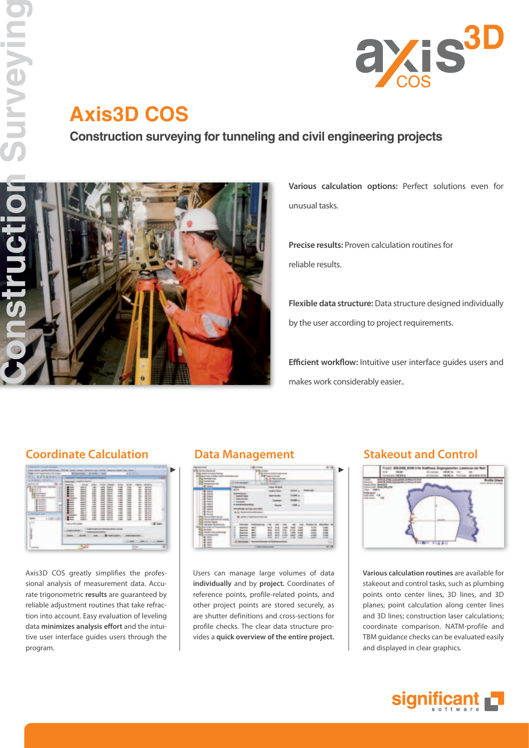# Axis3D COS

## Construction surveying for tunneling and civil engineering projects

**Various calculation options:** Perfect solutions even for unusual tasks.

**Precise results:** Proven calculation routines for reliable results.

**Flexible data structure:** Data structure designed individually by the user according to project requirements.

**Efficient workflow:** Intuitive user interface guides users and makes work considerably easier..

### Coordinate Calculation

Axis3D COS greatly simplifies the professional analysis of measurement data. Accurate trigonometric **results** are guaranteed by reliable adjustment routines that take refraction into account. Easy evaluation of leveling data **minimizes analysis effort** and the intuitive user interface guides users through the program.

### Data Management

Users can manage large volumes of data **individually** and by **project.** Coordinates of reference points, profile-related points, and other project points are stored securely, as are shutter definitions and cross-sections for profile checks. The clear data structure provides a **quick overview of the entire project.**

### Stakeout and Control

**Various calculation routines** are available for stakeout and control tasks, such as plumbing points onto center lines, 3D lines, and 3D planes; point calculation along center lines and 3D lines; construction laser calculations; coordinate comparison. NATM-profile and TBM guidance checks can be evaluated easily and displayed in clear graphics.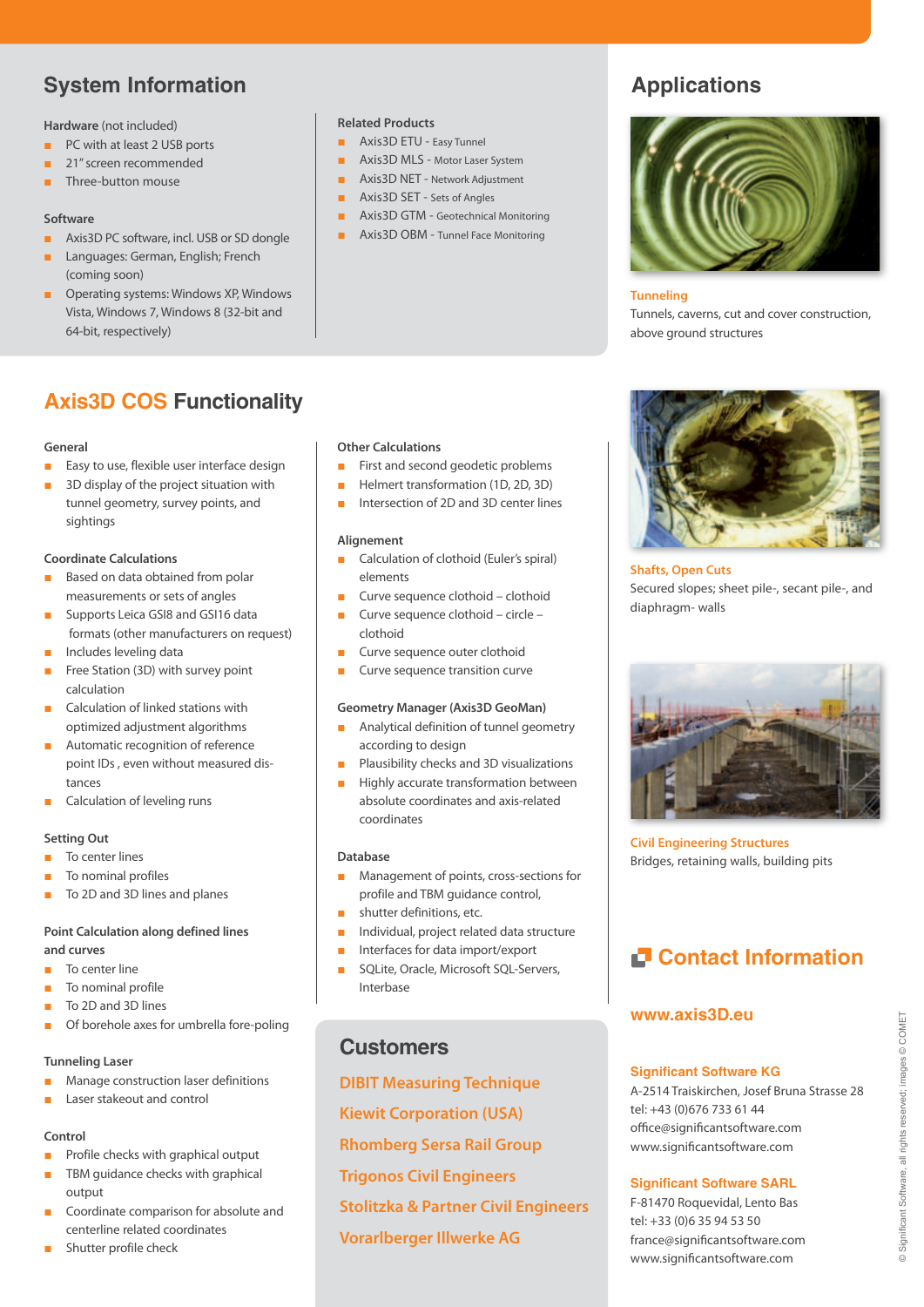## System Information

**Hardware** (not included)

- PC with at least 2 USB ports
- 21" screen recommended
- Three-button mouse

**Software**

- Axis3D PC software, incl. USB or SD dongle
- Languages: German, English; French (coming soon)
- Operating systems: Windows XP, Windows Vista, Windows 7, Windows 8 (32-bit and 64-bit, respectively)

**Related Products**

- Axis3D ETU - Easy Tunnel
- Axis3D MLS - Motor Laser System
- Axis3D NET - Network Adjustment
- Axis3D SET - Sets of Angles
- Axis3D GTM - Geotechnical Monitoring
- Axis3D OBM - Tunnel Face Monitoring

## Axis3D COS Functionality

**General**

- Easy to use, flexible user interface design
- 3D display of the project situation with tunnel geometry, survey points, and sightings

**Coordinate Calculations**

- Based on data obtained from polar measurements or sets of angles
- Supports Leica GSI8 and GSI16 data formats (other manufacturers on request)
- Includes leveling data
- Free Station (3D) with survey point calculation
- Calculation of linked stations with optimized adjustment algorithms
- Automatic recognition of reference point IDs , even without measured distances
- Calculation of leveling runs

**Setting Out**

- To center lines
- To nominal profiles
- To 2D and 3D lines and planes

**Point Calculation along defined lines and curves**

- To center line
- To nominal profile
- To 2D and 3D lines
- Of borehole axes for umbrella fore-poling

**Tunneling Laser**

- Manage construction laser definitions
- Laser stakeout and control

**Control**

- Profile checks with graphical output
- TBM guidance checks with graphical output
- Coordinate comparison for absolute and centerline related coordinates
- Shutter profile check

**Other Calculations**

- First and second geodetic problems
- Helmert transformation (1D, 2D, 3D)
- Intersection of 2D and 3D center lines

**Alignement**

- Calculation of clothoid (Euler's spiral) elements
- Curve sequence clothoid – clothoid
- Curve sequence clothoid – circle – clothoid
- Curve sequence outer clothoid
- Curve sequence transition curve

**Geometry Manager (Axis3D GeoMan)**

- Analytical definition of tunnel geometry according to design
- Plausibility checks and 3D visualizations
- Highly accurate transformation between absolute coordinates and axis-related coordinates

**Database**

- Management of points, cross-sections for profile and TBM guidance control,
- shutter definitions, etc.
- Individual, project related data structure
- Interfaces for data import/export
- SQLite, Oracle, Microsoft SQL-Servers, Interbase

## Customers

- DIBIT Measuring Technique
- Kiewit Corporation (USA)
- Rhomberg Sersa Rail Group
- Trigonos Civil Engineers
- Stolitzka & Partner Civil Engineers
- Vorarlberger Illwerke AG

## Applications

**Tunneling**
Tunnels, caverns, cut and cover construction, above ground structures

**Shafts, Open Cuts**
Secured slopes; sheet pile-, secant pile-, and diaphragm- walls

**Civil Engineering Structures**
Bridges, retaining walls, building pits

## Contact Information

**www.axis3D.eu**

**Significant Software KG**
A-2514 Traiskirchen, Josef Bruna Strasse 28
tel: +43 (0)676 733 61 44
office@significantsoftware.com
www.significantsoftware.com

**Significant Software SARL**
F-81470 Roquevidal, Lento Bas
tel: +33 (0)6 35 94 53 50
france@significantsoftware.com
www.significantsoftware.com

© Significant Software, all rights reserved; images © COMET